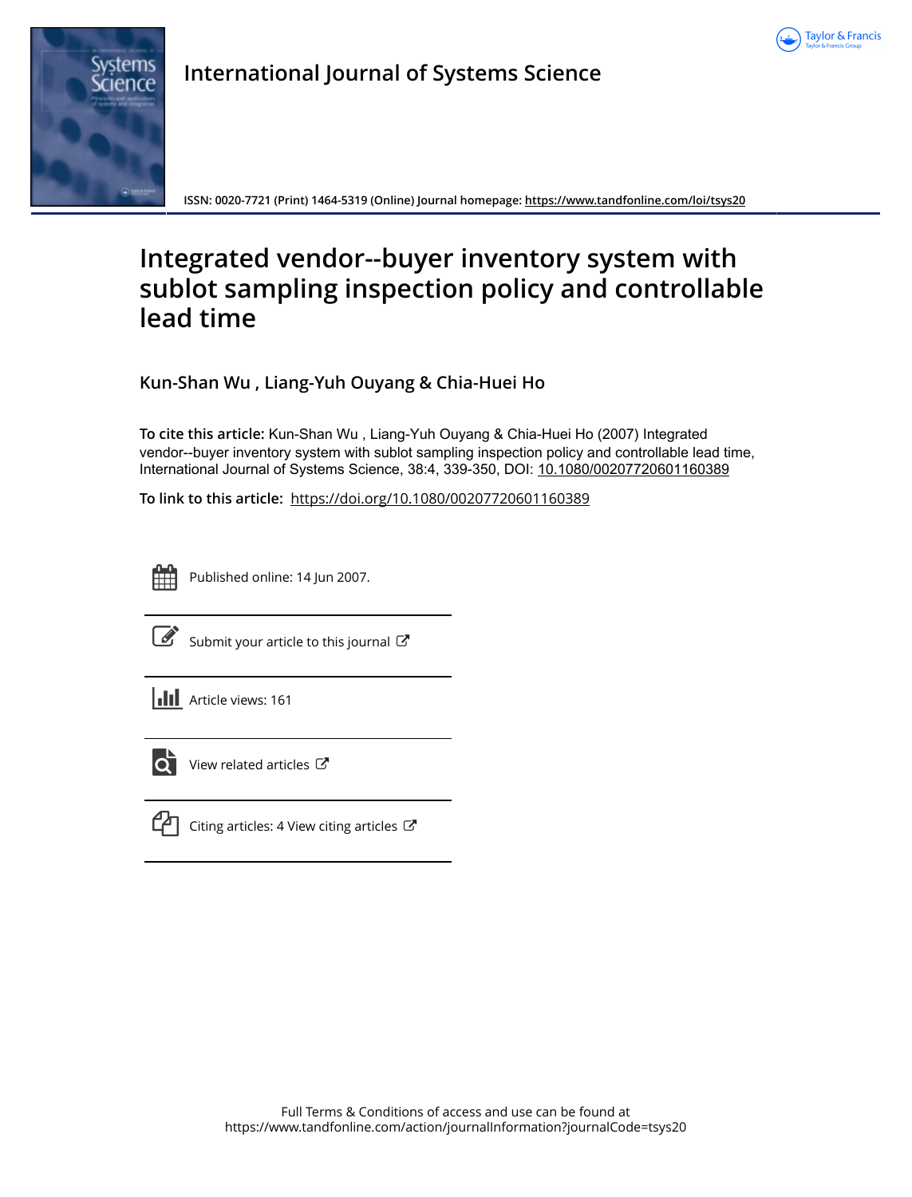# International Journal of Systems Science

**ISSN: 0020-7721 (Print) 1464-5319 (Online) Journal homepage: https://www.tandfonline.com/loi/tsys20**

# Integrated vendor--buyer inventory system with sublot sampling inspection policy and controllable lead time

**Kun-Shan Wu , Liang-Yuh Ouyang & Chia-Huei Ho**

**To cite this article:** Kun-Shan Wu , Liang-Yuh Ouyang & Chia-Huei Ho (2007) Integrated vendor--buyer inventory system with sublot sampling inspection policy and controllable lead time, International Journal of Systems Science, 38:4, 339-350, DOI: 10.1080/00207720601160389

**To link to this article:** https://doi.org/10.1080/00207720601160389

Published online: 14 Jun 2007.

Submit your article to this journal

Article views: 161

View related articles

Citing articles: 4 View citing articles

Full Terms & Conditions of access and use can be found at
https://www.tandfonline.com/action/journalInformation?journalCode=tsys20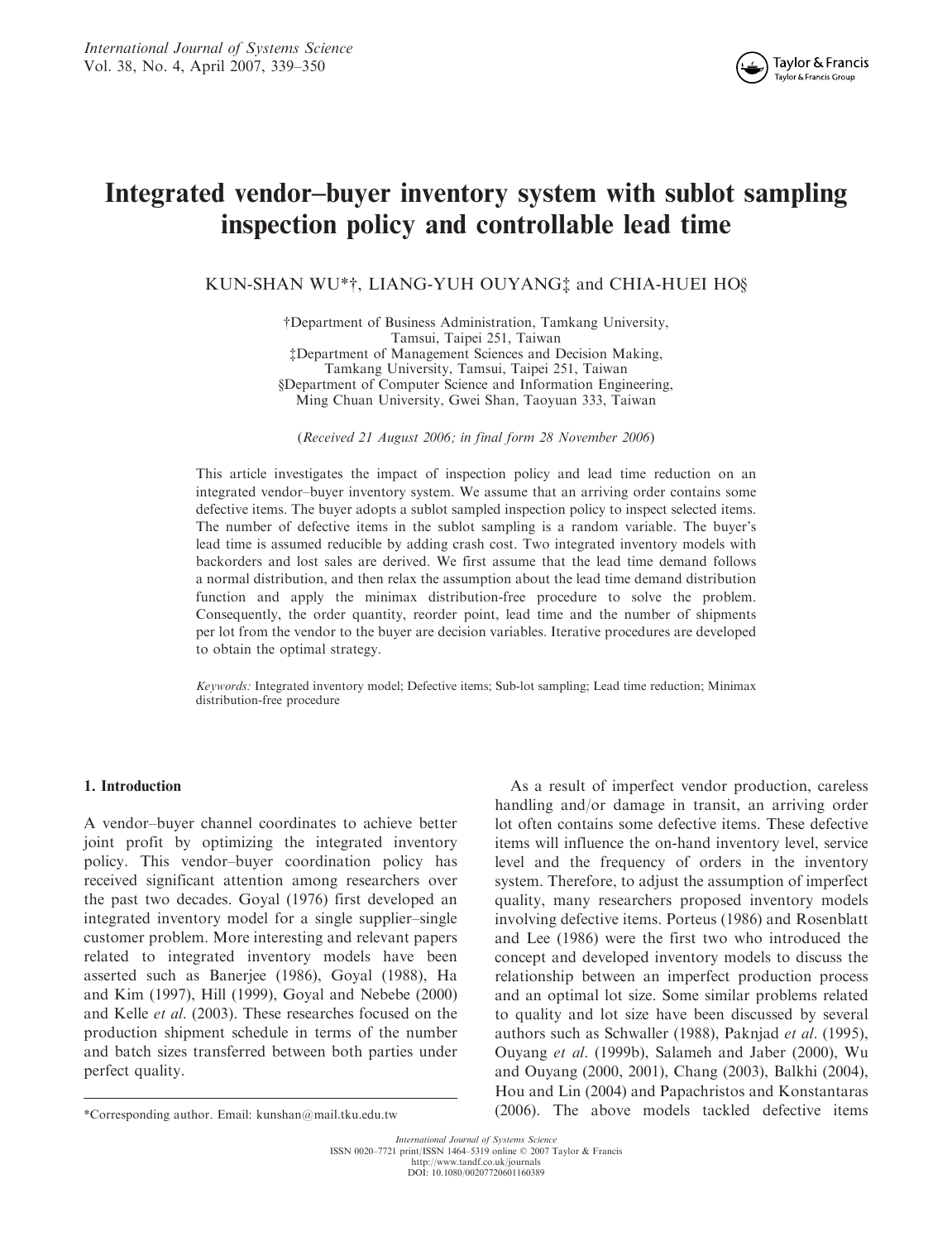# Integrated vendor–buyer inventory system with sublot sampling inspection policy and controllable lead time

KUN-SHAN WU*†, LIANG-YUH OUYANG‡ and CHIA-HUEI HO§

†Department of Business Administration, Tamkang University, Tamsui, Taipei 251, Taiwan
‡Department of Management Sciences and Decision Making, Tamkang University, Tamsui, Taipei 251, Taiwan
§Department of Computer Science and Information Engineering, Ming Chuan University, Gwei Shan, Taoyuan 333, Taiwan

(*Received 21 August 2006; in final form 28 November 2006*)

This article investigates the impact of inspection policy and lead time reduction on an integrated vendor–buyer inventory system. We assume that an arriving order contains some defective items. The buyer adopts a sublot sampled inspection policy to inspect selected items. The number of defective items in the sublot sampling is a random variable. The buyer's lead time is assumed reducible by adding crash cost. Two integrated inventory models with backorders and lost sales are derived. We first assume that the lead time demand follows a normal distribution, and then relax the assumption about the lead time demand distribution function and apply the minimax distribution-free procedure to solve the problem. Consequently, the order quantity, reorder point, lead time and the number of shipments per lot from the vendor to the buyer are decision variables. Iterative procedures are developed to obtain the optimal strategy.

*Keywords:* Integrated inventory model; Defective items; Sub-lot sampling; Lead time reduction; Minimax distribution-free procedure

## 1. Introduction

A vendor–buyer channel coordinates to achieve better joint profit by optimizing the integrated inventory policy. This vendor–buyer coordination policy has received significant attention among researchers over the past two decades. Goyal (1976) first developed an integrated inventory model for a single supplier–single customer problem. More interesting and relevant papers related to integrated inventory models have been asserted such as Banerjee (1986), Goyal (1988), Ha and Kim (1997), Hill (1999), Goyal and Nebebe (2000) and Kelle *et al*. (2003). These researches focused on the production shipment schedule in terms of the number and batch sizes transferred between both parties under perfect quality.

As a result of imperfect vendor production, careless handling and/or damage in transit, an arriving order lot often contains some defective items. These defective items will influence the on-hand inventory level, service level and the frequency of orders in the inventory system. Therefore, to adjust the assumption of imperfect quality, many researchers proposed inventory models involving defective items. Porteus (1986) and Rosenblatt and Lee (1986) were the first two who introduced the concept and developed inventory models to discuss the relationship between an imperfect production process and an optimal lot size. Some similar problems related to quality and lot size have been discussed by several authors such as Schwaller (1988), Paknjad *et al*. (1995), Ouyang *et al*. (1999b), Salameh and Jaber (2000), Wu and Ouyang (2000, 2001), Chang (2003), Balkhi (2004), Hou and Lin (2004) and Papachristos and Konstantaras (2006). The above models tackled defective items

*Corresponding author. Email: kunshan@mail.tku.edu.tw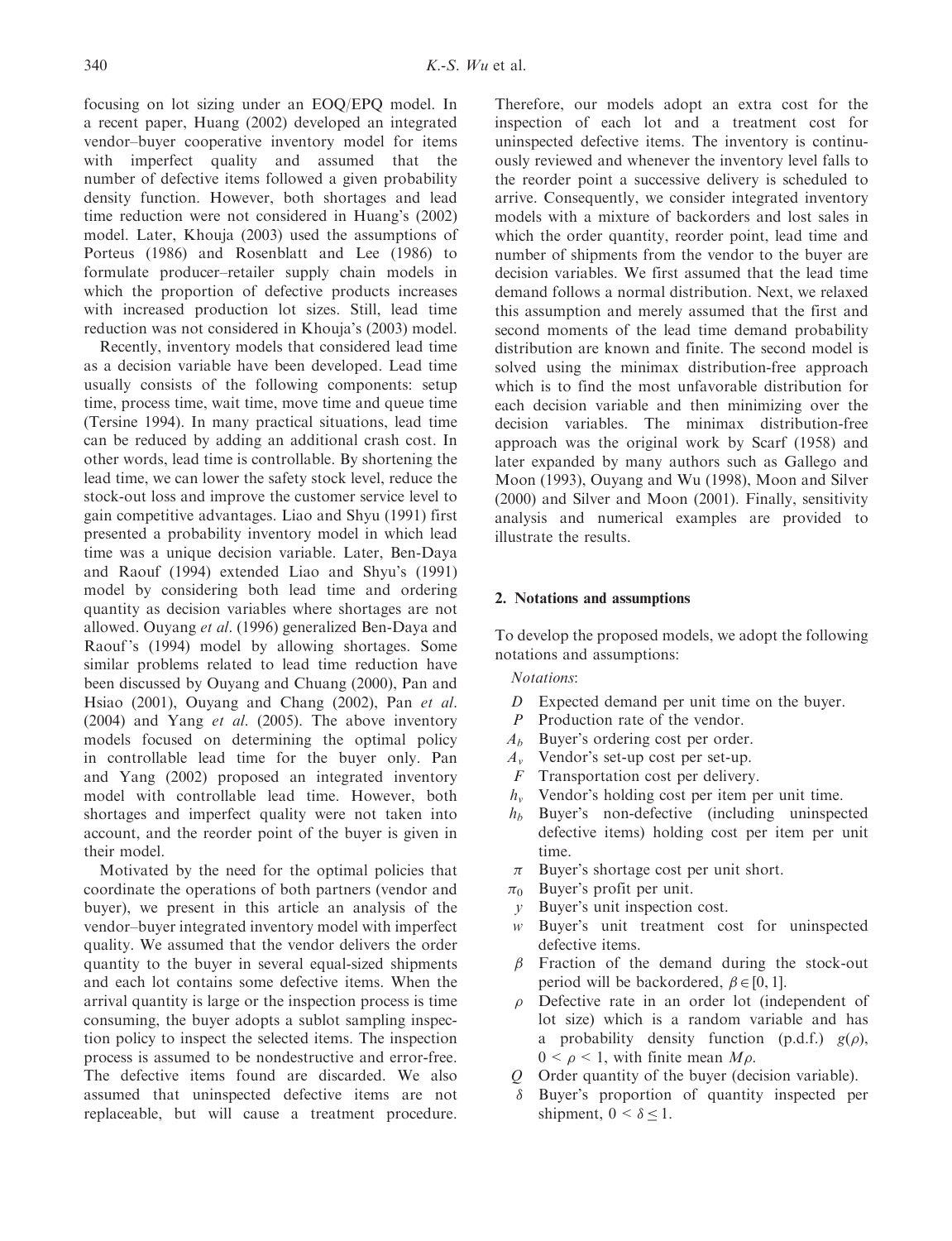focusing on lot sizing under an EOQ/EPQ model. In a recent paper, Huang (2002) developed an integrated vendor–buyer cooperative inventory model for items with imperfect quality and assumed that the number of defective items followed a given probability density function. However, both shortages and lead time reduction were not considered in Huang's (2002) model. Later, Khouja (2003) used the assumptions of Porteus (1986) and Rosenblatt and Lee (1986) to formulate producer–retailer supply chain models in which the proportion of defective products increases with increased production lot sizes. Still, lead time reduction was not considered in Khouja's (2003) model.

Recently, inventory models that considered lead time as a decision variable have been developed. Lead time usually consists of the following components: setup time, process time, wait time, move time and queue time (Tersine 1994). In many practical situations, lead time can be reduced by adding an additional crash cost. In other words, lead time is controllable. By shortening the lead time, we can lower the safety stock level, reduce the stock-out loss and improve the customer service level to gain competitive advantages. Liao and Shyu (1991) first presented a probability inventory model in which lead time was a unique decision variable. Later, Ben-Daya and Raouf (1994) extended Liao and Shyu's (1991) model by considering both lead time and ordering quantity as decision variables where shortages are not allowed. Ouyang *et al*. (1996) generalized Ben-Daya and Raouf's (1994) model by allowing shortages. Some similar problems related to lead time reduction have been discussed by Ouyang and Chuang (2000), Pan and Hsiao (2001), Ouyang and Chang (2002), Pan *et al*. (2004) and Yang *et al*. (2005). The above inventory models focused on determining the optimal policy in controllable lead time for the buyer only. Pan and Yang (2002) proposed an integrated inventory model with controllable lead time. However, both shortages and imperfect quality were not taken into account, and the reorder point of the buyer is given in their model.

Motivated by the need for the optimal policies that coordinate the operations of both partners (vendor and buyer), we present in this article an analysis of the vendor–buyer integrated inventory model with imperfect quality. We assumed that the vendor delivers the order quantity to the buyer in several equal-sized shipments and each lot contains some defective items. When the arrival quantity is large or the inspection process is time consuming, the buyer adopts a sublot sampling inspection policy to inspect the selected items. The inspection process is assumed to be nondestructive and error-free. The defective items found are discarded. We also assumed that uninspected defective items are not replaceable, but will cause a treatment procedure. Therefore, our models adopt an extra cost for the inspection of each lot and a treatment cost for uninspected defective items. The inventory is continuously reviewed and whenever the inventory level falls to the reorder point a successive delivery is scheduled to arrive. Consequently, we consider integrated inventory models with a mixture of backorders and lost sales in which the order quantity, reorder point, lead time and number of shipments from the vendor to the buyer are decision variables. We first assumed that the lead time demand follows a normal distribution. Next, we relaxed this assumption and merely assumed that the first and second moments of the lead time demand probability distribution are known and finite. The second model is solved using the minimax distribution-free approach which is to find the most unfavorable distribution for each decision variable and then minimizing over the decision variables. The minimax distribution-free approach was the original work by Scarf (1958) and later expanded by many authors such as Gallego and Moon (1993), Ouyang and Wu (1998), Moon and Silver (2000) and Silver and Moon (2001). Finally, sensitivity analysis and numerical examples are provided to illustrate the results.

## 2. Notations and assumptions

To develop the proposed models, we adopt the following notations and assumptions:

*Notations*:

- $D$ Expected demand per unit time on the buyer.
- $P$ Production rate of the vendor.
- $A_b$ Buyer's ordering cost per order.
- $A_v$ Vendor's set-up cost per set-up.
- $F$ Transportation cost per delivery.
- $h_v$ Vendor's holding cost per item per unit time.
- $h_b$ Buyer's non-defective (including uninspected defective items) holding cost per item per unit time.
- $\pi$ Buyer's shortage cost per unit short.
- $\pi_0$ Buyer's profit per unit.
- $y$ Buyer's unit inspection cost.
- $w$ Buyer's unit treatment cost for uninspected defective items.
- $\beta$ Fraction of the demand during the stock-out period will be backordered, $\beta \in [0, 1]$.
- $\rho$ Defective rate in an order lot (independent of lot size) which is a random variable and has a probability density function (p.d.f.) $g(\rho)$, $0 < \rho < 1$, with finite mean $M\rho$.
- $Q$ Order quantity of the buyer (decision variable).
- $\delta$ Buyer's proportion of quantity inspected per shipment, $0 < \delta \leq 1$.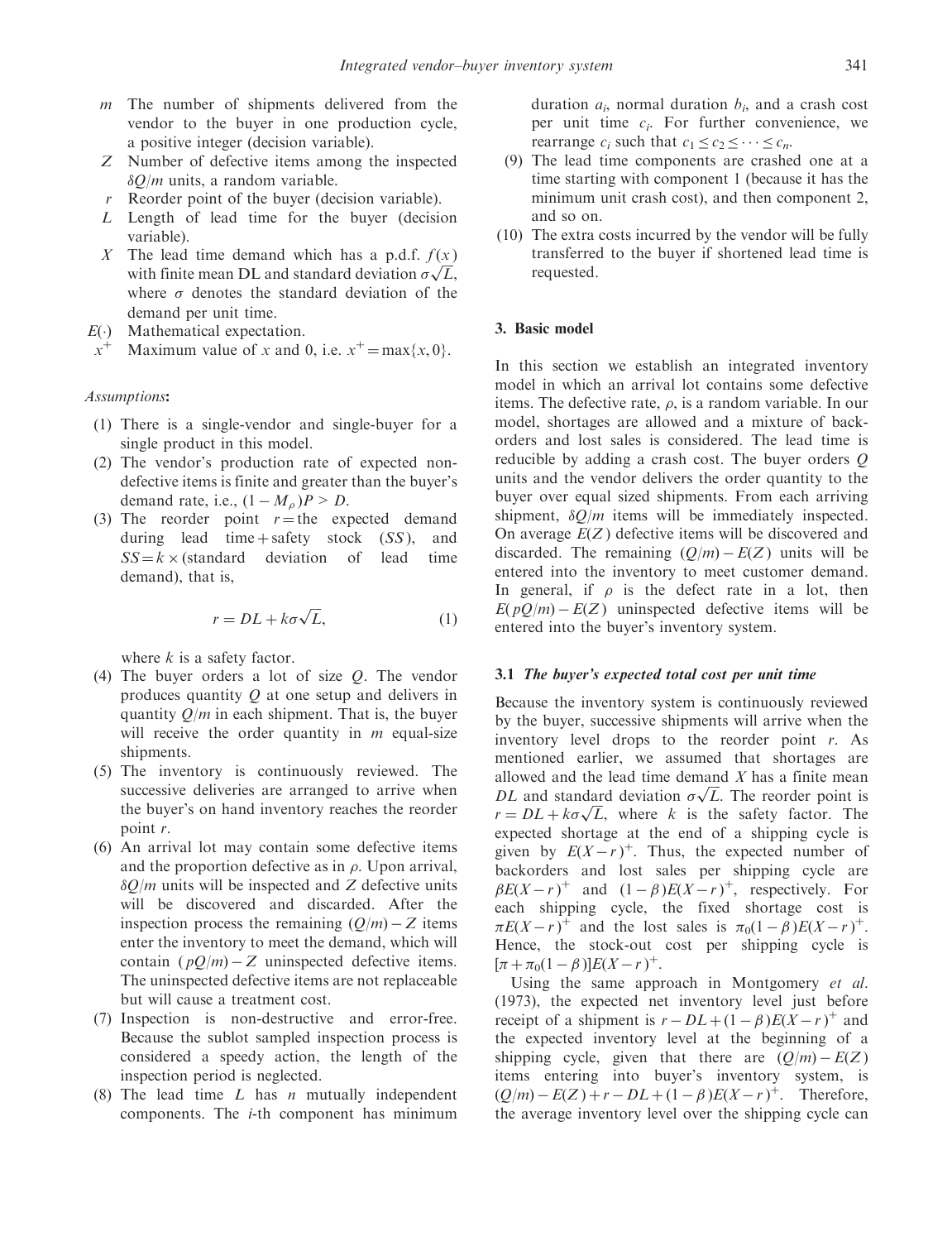- $m$ The number of shipments delivered from the vendor to the buyer in one production cycle, a positive integer (decision variable).
- $Z$ Number of defective items among the inspected $\delta Q/m$ units, a random variable.
- $r$ Reorder point of the buyer (decision variable).
- $L$ Length of lead time for the buyer (decision variable).
- $X$ The lead time demand which has a p.d.f. $f(x)$ with finite mean DL and standard deviation $\sigma\sqrt{L}$, where $\sigma$ denotes the standard deviation of the demand per unit time.
- $E(\cdot)$ Mathematical expectation.
- $x^+$ Maximum value of $x$ and 0, i.e. $x^+ = \max\{x, 0\}$.

*Assumptions*:

1. There is a single-vendor and single-buyer for a single product in this model.
2. The vendor's production rate of expected non-defective items is finite and greater than the buyer's demand rate, i.e., $(1 - M_\rho)P > D$.
3. The reorder point $r$ = the expected demand during lead time + safety stock ($SS$), and $SS = k \times$ (standard deviation of lead time demand), that is,

$$r = DL + k\sigma\sqrt{L}, \tag{1}$$

   where $k$ is a safety factor.
4. The buyer orders a lot of size $Q$. The vendor produces quantity $Q$ at one setup and delivers in quantity $Q/m$ in each shipment. That is, the buyer will receive the order quantity in $m$ equal-size shipments.
5. The inventory is continuously reviewed. The successive deliveries are arranged to arrive when the buyer's on hand inventory reaches the reorder point $r$.
6. An arrival lot may contain some defective items and the proportion defective as in $\rho$. Upon arrival, $\delta Q/m$ units will be inspected and $Z$ defective units will be discovered and discarded. After the inspection process the remaining $(Q/m) - Z$ items enter the inventory to meet the demand, which will contain $(pQ/m) - Z$ uninspected defective items. The uninspected defective items are not replaceable but will cause a treatment cost.
7. Inspection is non-destructive and error-free. Because the sublot sampled inspection process is considered a speedy action, the length of the inspection period is neglected.
8. The lead time $L$ has $n$ mutually independent components. The $i$-th component has minimum duration $a_i$, normal duration $b_i$, and a crash cost per unit time $c_i$. For further convenience, we rearrange $c_i$ such that $c_1 \leq c_2 \leq \cdots \leq c_n$.
9. The lead time components are crashed one at a time starting with component 1 (because it has the minimum unit crash cost), and then component 2, and so on.
10. The extra costs incurred by the vendor will be fully transferred to the buyer if shortened lead time is requested.

## 3. Basic model

In this section we establish an integrated inventory model in which an arrival lot contains some defective items. The defective rate, $\rho$, is a random variable. In our model, shortages are allowed and a mixture of backorders and lost sales is considered. The lead time is reducible by adding a crash cost. The buyer orders $Q$ units and the vendor delivers the order quantity to the buyer over equal sized shipments. From each arriving shipment, $\delta Q/m$ items will be immediately inspected. On average $E(Z)$ defective items will be discovered and discarded. The remaining $(Q/m) - E(Z)$ units will be entered into the inventory to meet customer demand. In general, if $\rho$ is the defect rate in a lot, then $E(pQ/m) - E(Z)$ uninspected defective items will be entered into the buyer's inventory system.

### 3.1 *The buyer's expected total cost per unit time*

Because the inventory system is continuously reviewed by the buyer, successive shipments will arrive when the inventory level drops to the reorder point $r$. As mentioned earlier, we assumed that shortages are allowed and the lead time demand $X$ has a finite mean $DL$ and standard deviation $\sigma\sqrt{L}$. The reorder point is $r = DL + k\sigma\sqrt{L}$, where $k$ is the safety factor. The expected shortage at the end of a shipping cycle is given by $E(X - r)^+$. Thus, the expected number of backorders and lost sales per shipping cycle are $\beta E(X - r)^+$ and $(1 - \beta)E(X - r)^+$, respectively. For each shipping cycle, the fixed shortage cost is $\pi E(X - r)^+$ and the lost sales is $\pi_0(1 - \beta)E(X - r)^+$. Hence, the stock-out cost per shipping cycle is $[\pi + \pi_0(1 - \beta)]E(X - r)^+$.

Using the same approach in Montgomery *et al.* (1973), the expected net inventory level just before receipt of a shipment is $r - DL + (1 - \beta)E(X - r)^+$ and the expected inventory level at the beginning of a shipping cycle, given that there are $(Q/m) - E(Z)$ items entering into buyer's inventory system, is $(Q/m) - E(Z) + r - DL + (1 - \beta)E(X - r)^+$. Therefore, the average inventory level over the shipping cycle can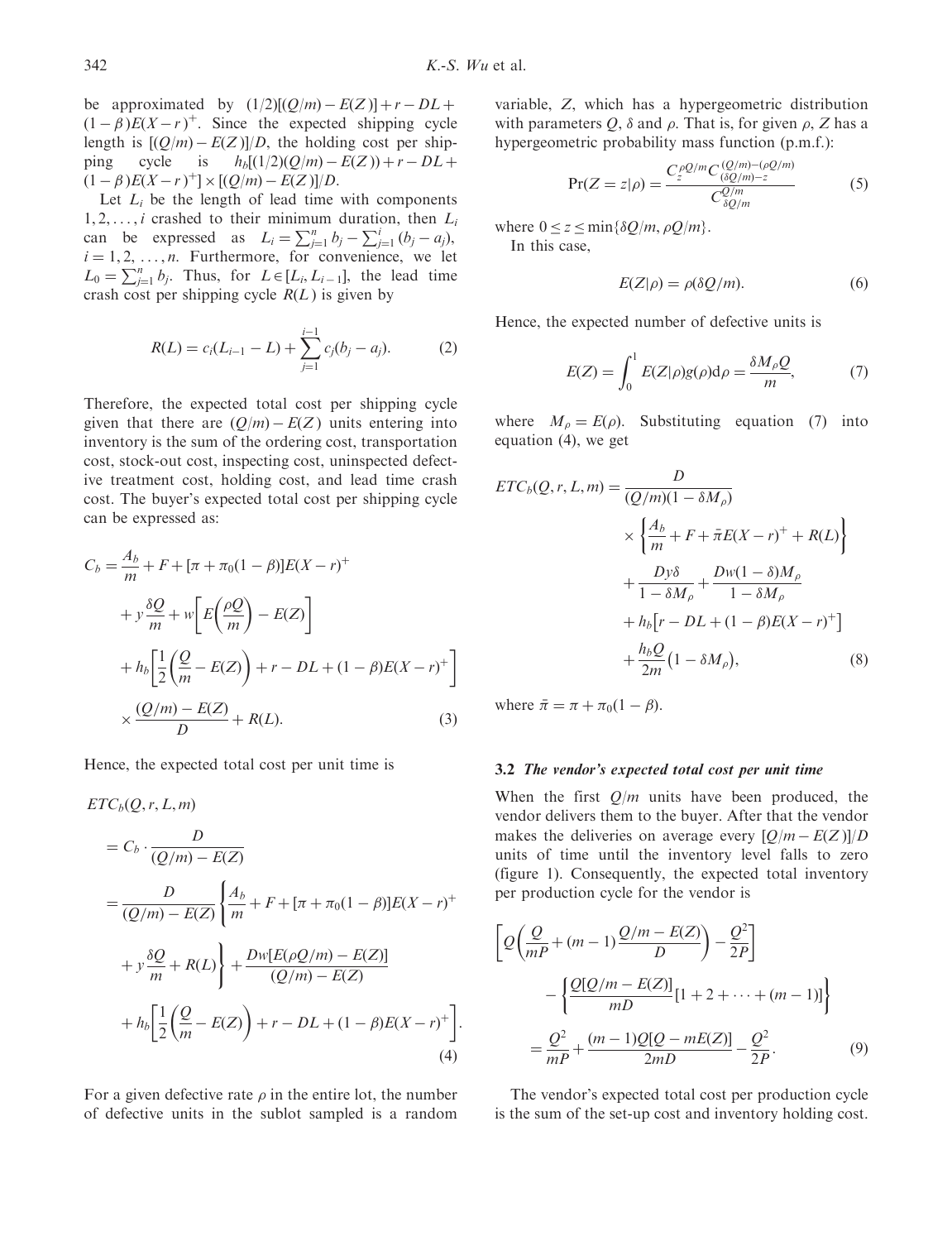be approximated by $(1/2)[(Q/m) - E(Z)] + r - DL + (1-\beta)E(X-r)^+$. Since the expected shipping cycle length is $[(Q/m) - E(Z)]/D$, the holding cost per shipping cycle is $h_b[(1/2)(Q/m) - E(Z)) + r - DL + (1-\beta)E(X-r)^+] \times [(Q/m) - E(Z)]/D$.

Let $L_i$ be the length of lead time with components $1, 2, \ldots, i$ crashed to their minimum duration, then $L_i$ can be expressed as $L_i = \sum_{j=1}^{n} b_j - \sum_{j=1}^{i} (b_j - a_j)$, $i = 1, 2, \ldots, n$. Furthermore, for convenience, we let $L_0 = \sum_{j=1}^{n} b_j$. Thus, for $L \in [L_i, L_{i-1}]$, the lead time crash cost per shipping cycle $R(L)$ is given by

$$R(L) = c_i(L_{i-1} - L) + \sum_{j=1}^{i-1} c_j(b_j - a_j). \tag{2}$$

Therefore, the expected total cost per shipping cycle given that there are $(Q/m) - E(Z)$ units entering into inventory is the sum of the ordering cost, transportation cost, stock-out cost, inspecting cost, uninspected defective treatment cost, holding cost, and lead time crash cost. The buyer's expected total cost per shipping cycle can be expressed as:

$$\begin{aligned}
C_b = {} & \frac{A_b}{m} + F + [\pi + \pi_0(1-\beta)]E(X-r)^+ \\
& + y\frac{\delta Q}{m} + w\left[E\left(\frac{\rho Q}{m}\right) - E(Z)\right] \\
& + h_b\left[\frac{1}{2}\left(\frac{Q}{m} - E(Z)\right) + r - DL + (1-\beta)E(X-r)^+\right] \\
& \times \frac{(Q/m) - E(Z)}{D} + R(L).
\end{aligned} \tag{3}$$

Hence, the expected total cost per unit time is

$$\begin{aligned}
& ETC_b(Q, r, L, m) \\
& = C_b \cdot \frac{D}{(Q/m) - E(Z)} \\
& = \frac{D}{(Q/m) - E(Z)}\left\{\frac{A_b}{m} + F + [\pi + \pi_0(1-\beta)]E(X-r)^+ \right. \\
& \quad \left. + y\frac{\delta Q}{m} + R(L)\right\} + \frac{Dw[E(\rho Q/m) - E(Z)]}{(Q/m) - E(Z)} \\
& \quad + h_b\left[\frac{1}{2}\left(\frac{Q}{m} - E(Z)\right) + r - DL + (1-\beta)E(X-r)^+\right].
\end{aligned} \tag{4}$$

For a given defective rate $\rho$ in the entire lot, the number of defective units in the sublot sampled is a random variable, $Z$, which has a hypergeometric distribution with parameters $Q$, $\delta$ and $\rho$. That is, for given $\rho$, $Z$ has a hypergeometric probability mass function (p.m.f.):

$$\Pr(Z = z|\rho) = \frac{C_z^{\rho Q/m} C_{(\delta Q/m)-z}^{(Q/m)-(\rho Q/m)}}{C_{\delta Q/m}^{Q/m}} \tag{5}$$

where $0 \le z \le \min\{\delta Q/m, \rho Q/m\}$.

In this case,

$$E(Z|\rho) = \rho(\delta Q/m). \tag{6}$$

Hence, the expected number of defective units is

$$E(Z) = \int_0^1 E(Z|\rho)g(\rho)\mathrm{d}\rho = \frac{\delta M_\rho Q}{m}, \tag{7}$$

where $M_\rho = E(\rho)$. Substituting equation (7) into equation (4), we get

$$\begin{aligned}
ETC_b(Q, r, L, m) = {} & \frac{D}{(Q/m)(1 - \delta M_\rho)} \\
& \times \left\{\frac{A_b}{m} + F + \bar{\pi}E(X-r)^+ + R(L)\right\} \\
& + \frac{Dy\delta}{1 - \delta M_\rho} + \frac{Dw(1-\delta)M_\rho}{1 - \delta M_\rho} \\
& + h_b\left[r - DL + (1-\beta)E(X-r)^+\right] \\
& + \frac{h_b Q}{2m}\left(1 - \delta M_\rho\right),
\end{aligned} \tag{8}$$

where $\bar{\pi} = \pi + \pi_0(1-\beta)$.

### 3.2 *The vendor's expected total cost per unit time*

When the first $Q/m$ units have been produced, the vendor delivers them to the buyer. After that the vendor makes the deliveries on average every $[Q/m - E(Z)]/D$ units of time until the inventory level falls to zero (figure 1). Consequently, the expected total inventory per production cycle for the vendor is

$$\begin{aligned}
& \left[Q\left(\frac{Q}{mP} + (m-1)\frac{Q/m - E(Z)}{D}\right) - \frac{Q^2}{2P}\right] \\
& \quad - \left\{\frac{Q[Q/m - E(Z)]}{mD}[1 + 2 + \cdots + (m-1)]\right\} \\
& = \frac{Q^2}{mP} + \frac{(m-1)Q[Q - mE(Z)]}{2mD} - \frac{Q^2}{2P}.
\end{aligned} \tag{9}$$

The vendor's expected total cost per production cycle is the sum of the set-up cost and inventory holding cost.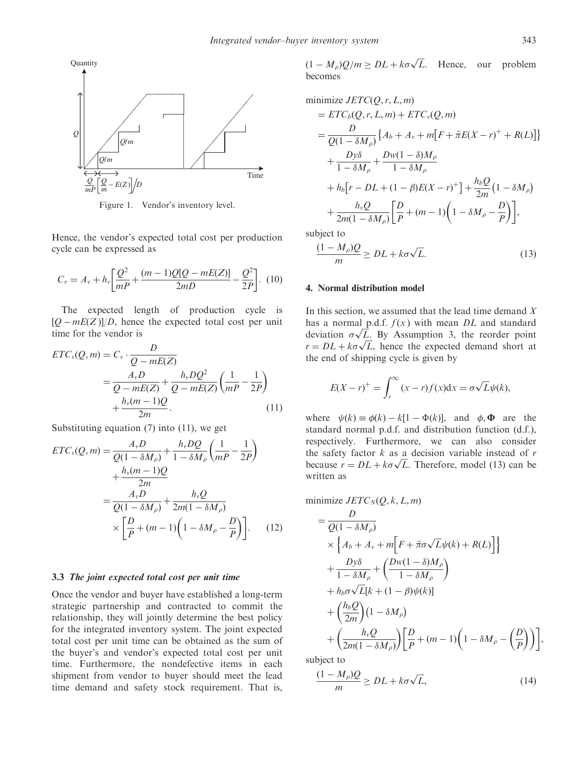Figure 1. Vendor's inventory level.

Hence, the vendor's expected total cost per production cycle can be expressed as

$$C_v = A_v + h_v\left[\frac{Q^2}{mP} + \frac{(m-1)Q[Q - mE(Z)]}{2mD} - \frac{Q^2}{2P}\right]. \quad (10)$$

The expected length of production cycle is $[Q - mE(Z)]/D$, hence the expected total cost per unit time for the vendor is

$$\begin{aligned} ETC_v(Q,m) &= C_v \cdot \frac{D}{Q - mE(Z)} \\ &= \frac{A_v D}{Q - mE(Z)} + \frac{h_v D Q^2}{Q - mE(Z)}\left(\frac{1}{mP} - \frac{1}{2P}\right) \\ &\quad + \frac{h_v(m-1)Q}{2m}. \end{aligned} \quad (11)$$

Substituting equation (7) into (11), we get

$$\begin{aligned} ETC_v(Q,m) &= \frac{A_v D}{Q(1-\delta M_\rho)} + \frac{h_v D Q}{1-\delta M_\rho}\left(\frac{1}{mP} - \frac{1}{2P}\right) \\ &\quad + \frac{h_v(m-1)Q}{2m} \\ &= \frac{A_v D}{Q(1-\delta M_\rho)} + \frac{h_v Q}{2m(1-\delta M_\rho)} \\ &\quad \times \left[\frac{D}{P} + (m-1)\left(1 - \delta M_\rho - \frac{D}{P}\right)\right]. \end{aligned} \quad (12)$$

### 3.3 *The joint expected total cost per unit time*

Once the vendor and buyer have established a long-term strategic partnership and contracted to commit the relationship, they will jointly determine the best policy for the integrated inventory system. The joint expected total cost per unit time can be obtained as the sum of the buyer's and vendor's expected total cost per unit time. Furthermore, the nondefective items in each shipment from vendor to buyer should meet the lead time demand and safety stock requirement. That is, $(1 - M_\rho)Q/m \geq DL + k\sigma\sqrt{L}$. Hence, our problem becomes

$$\begin{aligned} &\text{minimize } JETC(Q,r,L,m) \\ &= ETC_b(Q,r,L,m) + ETC_v(Q,m) \\ &= \frac{D}{Q(1-\delta M_\rho)}\left\{A_b + A_v + m\left[F + \bar{\pi}E(X-r)^+ + R(L)\right]\right\} \\ &\quad + \frac{Dy\delta}{1-\delta M_\rho} + \frac{Dw(1-\delta)M_\rho}{1-\delta M_\rho} \\ &\quad + h_b\left[r - DL + (1-\beta)E(X-r)^+\right] + \frac{h_b Q}{2m}\left(1-\delta M_\rho\right) \\ &\quad + \frac{h_v Q}{2m(1-\delta M_\rho)}\left[\frac{D}{P} + (m-1)\left(1 - \delta M_\rho - \frac{D}{P}\right)\right], \end{aligned}$$

subject to

$$\frac{(1-M_\rho)Q}{m} \geq DL + k\sigma\sqrt{L}. \quad (13)$$

## 4. Normal distribution model

In this section, we assumed that the lead time demand $X$ has a normal p.d.f. $f(x)$ with mean $DL$ and standard deviation $\sigma\sqrt{L}$. By Assumption 3, the reorder point $r = DL + k\sigma\sqrt{L}$, hence the expected demand short at the end of shipping cycle is given by

$$E(X-r)^+ = \int_r^\infty (x-r)f(x)\mathrm{d}x = \sigma\sqrt{L}\psi(k),$$

where $\psi(k) \equiv \phi(k) - k[1 - \Phi(k)]$, and $\phi, \Phi$ are the standard normal p.d.f. and distribution function (d.f.), respectively. Furthermore, we can also consider the safety factor $k$ as a decision variable instead of $r$ because $r = DL + k\sigma\sqrt{L}$. Therefore, model (13) can be written as

$$\begin{aligned} &\text{minimize } JETC_N(Q,k,L,m) \\ &= \frac{D}{Q(1-\delta M_\rho)} \\ &\quad \times \left\{A_b + A_v + m\left[F + \bar{\pi}\sigma\sqrt{L}\psi(k) + R(L)\right]\right\} \\ &\quad + \frac{Dy\delta}{1-\delta M_\rho} + \left(\frac{Dw(1-\delta)M_\rho}{1-\delta M_\rho}\right) \\ &\quad + h_b\sigma\sqrt{L}[k + (1-\beta)\psi(k)] \\ &\quad + \left(\frac{h_b Q}{2m}\right)\left(1-\delta M_\rho\right) \\ &\quad + \left(\frac{h_v Q}{2m(1-\delta M_\rho)}\right)\left[\frac{D}{P} + (m-1)\left(1 - \delta M_\rho - \left(\frac{D}{P}\right)\right)\right], \end{aligned}$$

subject to

$$\frac{(1-M_\rho)Q}{m} \geq DL + k\sigma\sqrt{L}, \quad (14)$$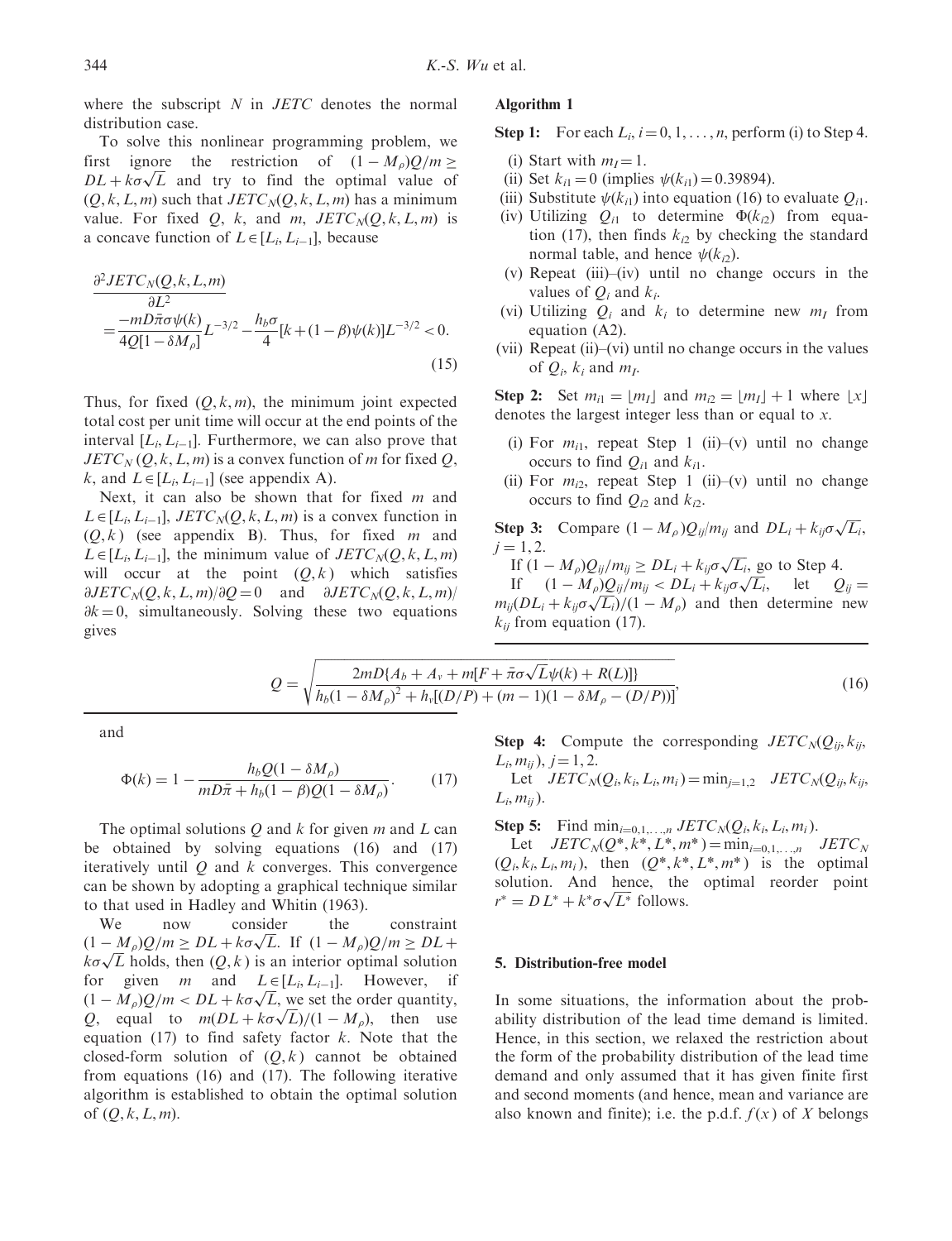where the subscript $N$ in $JETC$ denotes the normal distribution case.

To solve this nonlinear programming problem, we first ignore the restriction of $(1-M_\rho)Q/m \geq DL + k\sigma\sqrt{L}$ and try to find the optimal value of $(Q,k,L,m)$ such that $JETC_N(Q,k,L,m)$ has a minimum value. For fixed $Q$, $k$, and $m$, $JETC_N(Q,k,L,m)$ is a concave function of $L \in [L_i, L_{i-1}]$, because

$$\frac{\partial^2 JETC_N(Q,k,L,m)}{\partial L^2} = \frac{-mD\bar{\pi}\sigma\psi(k)}{4Q[1-\delta M_\rho]}L^{-3/2} - \frac{h_b\sigma}{4}[k+(1-\beta)\psi(k)]L^{-3/2} < 0. \tag{15}$$

Thus, for fixed $(Q,k,m)$, the minimum joint expected total cost per unit time will occur at the end points of the interval $[L_i, L_{i-1}]$. Furthermore, we can also prove that $JETC_N(Q,k,L,m)$ is a convex function of $m$ for fixed $Q$, $k$, and $L \in [L_i, L_{i-1}]$ (see appendix A).

Next, it can also be shown that for fixed $m$ and $L \in [L_i, L_{i-1}]$, $JETC_N(Q,k,L,m)$ is a convex function in $(Q,k)$ (see appendix B). Thus, for fixed $m$ and $L \in [L_i, L_{i-1}]$, the minimum value of $JETC_N(Q,k,L,m)$ will occur at the point $(Q,k)$ which satisfies $\partial JETC_N(Q,k,L,m)/\partial Q = 0$ and $\partial JETC_N(Q,k,L,m)/\partial k = 0$, simultaneously. Solving these two equations gives

$$Q = \sqrt{\frac{2mD\{A_b + A_v + m[F + \bar{\pi}\sigma\sqrt{L}\psi(k) + R(L)]\}}{h_b(1-\delta M_\rho)^2 + h_v[(D/P) + (m-1)(1-\delta M_\rho - (D/P))]}}, \tag{16}$$

and

$$\Phi(k) = 1 - \frac{h_b Q(1-\delta M_\rho)}{mD\bar{\pi} + h_b(1-\beta)Q(1-\delta M_\rho)}. \tag{17}$$

The optimal solutions $Q$ and $k$ for given $m$ and $L$ can be obtained by solving equations (16) and (17) iteratively until $Q$ and $k$ converges. This convergence can be shown by adopting a graphical technique similar to that used in Hadley and Whitin (1963).

We now consider the constraint $(1-M_\rho)Q/m \geq DL + k\sigma\sqrt{L}$. If $(1-M_\rho)Q/m \geq DL + k\sigma\sqrt{L}$ holds, then $(Q,k)$ is an interior optimal solution for given $m$ and $L \in [L_i, L_{i-1}]$. However, if $(1-M_\rho)Q/m < DL + k\sigma\sqrt{L}$, we set the order quantity, $Q$, equal to $m(DL + k\sigma\sqrt{L})/(1-M_\rho)$, then use equation (17) to find safety factor $k$. Note that the closed-form solution of $(Q,k)$ cannot be obtained from equations (16) and (17). The following iterative algorithm is established to obtain the optimal solution of $(Q,k,L,m)$.

**Algorithm 1**

**Step 1:** For each $L_i$, $i = 0, 1, \ldots, n$, perform (i) to Step 4.

(i) Start with $m_I = 1$.
(ii) Set $k_{i1} = 0$ (implies $\psi(k_{i1}) = 0.39894$).
(iii) Substitute $\psi(k_{i1})$ into equation (16) to evaluate $Q_{i1}$.
(iv) Utilizing $Q_{i1}$ to determine $\Phi(k_{i2})$ from equation (17), then finds $k_{i2}$ by checking the standard normal table, and hence $\psi(k_{i2})$.
(v) Repeat (iii)–(iv) until no change occurs in the values of $Q_i$ and $k_i$.
(vi) Utilizing $Q_i$ and $k_i$ to determine new $m_I$ from equation (A2).
(vii) Repeat (ii)–(vi) until no change occurs in the values of $Q_i$, $k_i$ and $m_I$.

**Step 2:** Set $m_{i1} = \lfloor m_I \rfloor$ and $m_{i2} = \lfloor m_I \rfloor + 1$ where $\lfloor x \rfloor$ denotes the largest integer less than or equal to $x$.

(i) For $m_{i1}$, repeat Step 1 (ii)–(v) until no change occurs to find $Q_{i1}$ and $k_{i1}$.
(ii) For $m_{i2}$, repeat Step 1 (ii)–(v) until no change occurs to find $Q_{i2}$ and $k_{i2}$.

**Step 3:** Compare $(1-M_\rho)Q_{ij}/m_{ij}$ and $DL_i + k_{ij}\sigma\sqrt{L_i}$, $j = 1, 2$.

If $(1-M_\rho)Q_{ij}/m_{ij} \geq DL_i + k_{ij}\sigma\sqrt{L_i}$, go to Step 4.

If $(1-M_\rho)Q_{ij}/m_{ij} < DL_i + k_{ij}\sigma\sqrt{L_i}$, let $Q_{ij} = m_{ij}(DL_i + k_{ij}\sigma\sqrt{L_i})/(1-M_\rho)$ and then determine new $k_{ij}$ from equation (17).

**Step 4:** Compute the corresponding $JETC_N(Q_{ij}, k_{ij}, L_i, m_{ij})$, $j = 1, 2$.

Let $JETC_N(Q_i, k_i, L_i, m_i) = \min_{j=1,2} JETC_N(Q_{ij}, k_{ij}, L_i, m_{ij})$.

**Step 5:** Find $\min_{i=0,1,\ldots,n} JETC_N(Q_i, k_i, L_i, m_i)$.

Let $JETC_N(Q^*, k^*, L^*, m^*) = \min_{i=0,1,\ldots,n} JETC_N(Q_i, k_i, L_i, m_i)$, then $(Q^*, k^*, L^*, m^*)$ is the optimal solution. And hence, the optimal reorder point $r^* = DL^* + k^*\sigma\sqrt{L^*}$ follows.

## 5. Distribution-free model

In some situations, the information about the probability distribution of the lead time demand is limited. Hence, in this section, we relaxed the restriction about the form of the probability distribution of the lead time demand and only assumed that it has given finite first and second moments (and hence, mean and variance are also known and finite); i.e. the p.d.f. $f(x)$ of $X$ belongs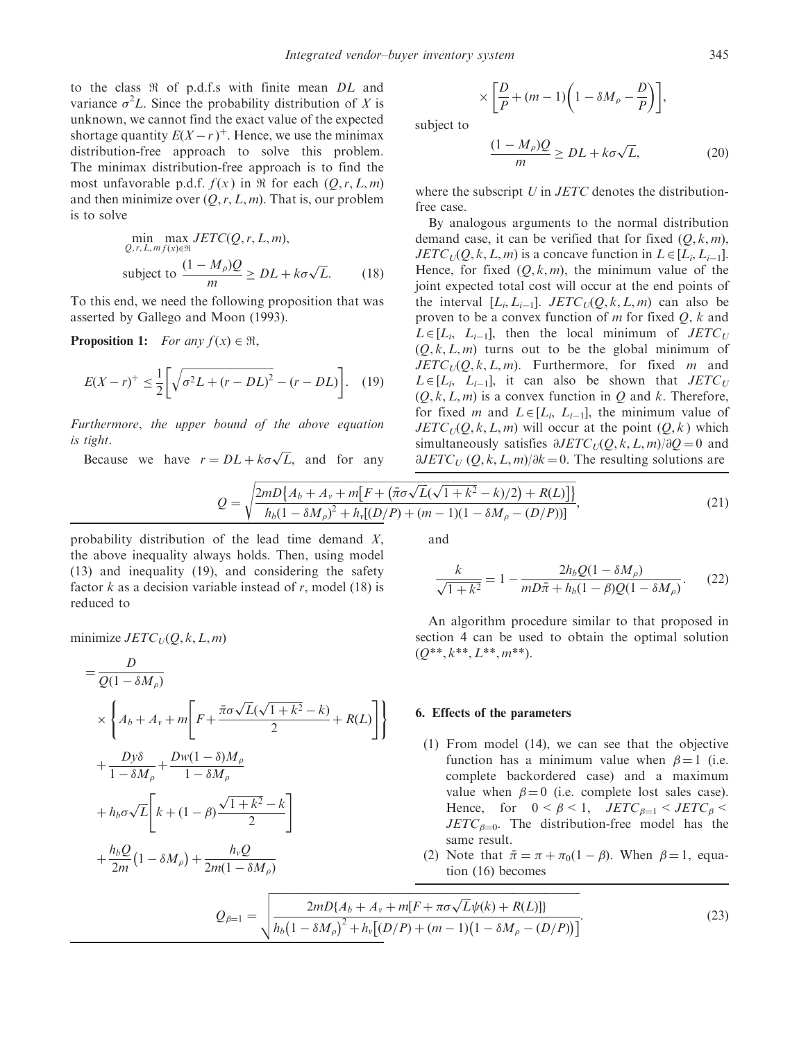to the class $\Re$ of p.d.f.s with finite mean $DL$ and variance $\sigma^2 L$. Since the probability distribution of $X$ is unknown, we cannot find the exact value of the expected shortage quantity $E(X-r)^+$. Hence, we use the minimax distribution-free approach to solve this problem. The minimax distribution-free approach is to find the most unfavorable p.d.f. $f(x)$ in $\Re$ for each $(Q, r, L, m)$ and then minimize over $(Q, r, L, m)$. That is, our problem is to solve

$$\min_{Q,r,L,m} \max_{f(x)\in\Re} JETC(Q, r, L, m),$$
$$\text{subject to } \frac{(1-M_\rho)Q}{m} \geq DL + k\sigma\sqrt{L}. \qquad (18)$$

To this end, we need the following proposition that was asserted by Gallego and Moon (1993).

**Proposition 1:** *For any* $f(x) \in \Re$,

$$E(X-r)^+ \leq \frac{1}{2}\left[\sqrt{\sigma^2 L + (r-DL)^2} - (r-DL)\right]. \quad (19)$$

*Furthermore, the upper bound of the above equation is tight.*

Because we have $r = DL + k\sigma\sqrt{L}$, and for any probability distribution of the lead time demand $X$, the above inequality always holds. Then, using model (13) and inequality (19), and considering the safety factor $k$ as a decision variable instead of $r$, model (18) is reduced to

minimize $JETC_U(Q, k, L, m)$

$$= \frac{D}{Q(1-\delta M_\rho)} \times \left\{A_b + A_v + m\left[F + \frac{\bar{\pi}\sigma\sqrt{L}(\sqrt{1+k^2}-k)}{2} + R(L)\right]\right\} + \frac{Dy\delta}{1-\delta M_\rho} + \frac{Dw(1-\delta)M_\rho}{1-\delta M_\rho} + h_b\sigma\sqrt{L}\left[k + (1-\beta)\frac{\sqrt{1+k^2}-k}{2}\right] + \frac{h_b Q}{2m}(1-\delta M_\rho) + \frac{h_v Q}{2m(1-\delta M_\rho)} \times \left[\frac{D}{P} + (m-1)\left(1 - \delta M_\rho - \frac{D}{P}\right)\right],$$

subject to

$$\frac{(1-M_\rho)Q}{m} \geq DL + k\sigma\sqrt{L}, \qquad (20)$$

where the subscript $U$ in $JETC$ denotes the distribution-free case.

By analogous arguments to the normal distribution demand case, it can be verified that for fixed $(Q, k, m)$, $JETC_U(Q, k, L, m)$ is a concave function in $L \in [L_i, L_{i-1}]$. Hence, for fixed $(Q, k, m)$, the minimum value of the joint expected total cost will occur at the end points of the interval $[L_i, L_{i-1}]$. $JETC_U(Q, k, L, m)$ can also be proven to be a convex function of $m$ for fixed $Q$, $k$ and $L \in [L_i, L_{i-1}]$, then the local minimum of $JETC_U(Q, k, L, m)$ turns out to be the global minimum of $JETC_U(Q, k, L, m)$. Furthermore, for fixed $m$ and $L \in [L_i, L_{i-1}]$, it can also be shown that $JETC_U(Q, k, L, m)$ is a convex function in $Q$ and $k$. Therefore, for fixed $m$ and $L \in [L_i, L_{i-1}]$, the minimum value of $JETC_U(Q, k, L, m)$ will occur at the point $(Q, k)$ which simultaneously satisfies $\partial JETC_U(Q, k, L, m)/\partial Q = 0$ and $\partial JETC_U(Q, k, L, m)/\partial k = 0$. The resulting solutions are

$$Q = \sqrt{\frac{2mD\left\{A_b + A_v + m\left[F + \left(\bar{\pi}\sigma\sqrt{L}(\sqrt{1+k^2}-k)/2\right) + R(L)\right]\right\}}{h_b(1-\delta M_\rho)^2 + h_v[(D/P) + (m-1)(1-\delta M_\rho - (D/P))]}}, \qquad (21)$$

and

$$\frac{k}{\sqrt{1+k^2}} = 1 - \frac{2h_b Q(1-\delta M_\rho)}{mD\bar{\pi} + h_b(1-\beta)Q(1-\delta M_\rho)}. \qquad (22)$$

An algorithm procedure similar to that proposed in section 4 can be used to obtain the optimal solution $(Q^{**}, k^{**}, L^{**}, m^{**})$.

## 6. Effects of the parameters

(1) From model (14), we can see that the objective function has a minimum value when $\beta = 1$ (i.e. complete backordered case) and a maximum value when $\beta = 0$ (i.e. complete lost sales case). Hence, for $0 < \beta < 1$, $JETC_{\beta=1} < JETC_\beta < JETC_{\beta=0}$. The distribution-free model has the same result.

(2) Note that $\bar{\pi} = \pi + \pi_0(1-\beta)$. When $\beta = 1$, equation (16) becomes

$$Q_{\beta=1} = \sqrt{\frac{2mD\{A_b + A_v + m[F + \pi\sigma\sqrt{L}\psi(k) + R(L)]\}}{h_b(1-\delta M_\rho)^2 + h_v[(D/P) + (m-1)(1-\delta M_\rho - (D/P))]}}. \qquad (23)$$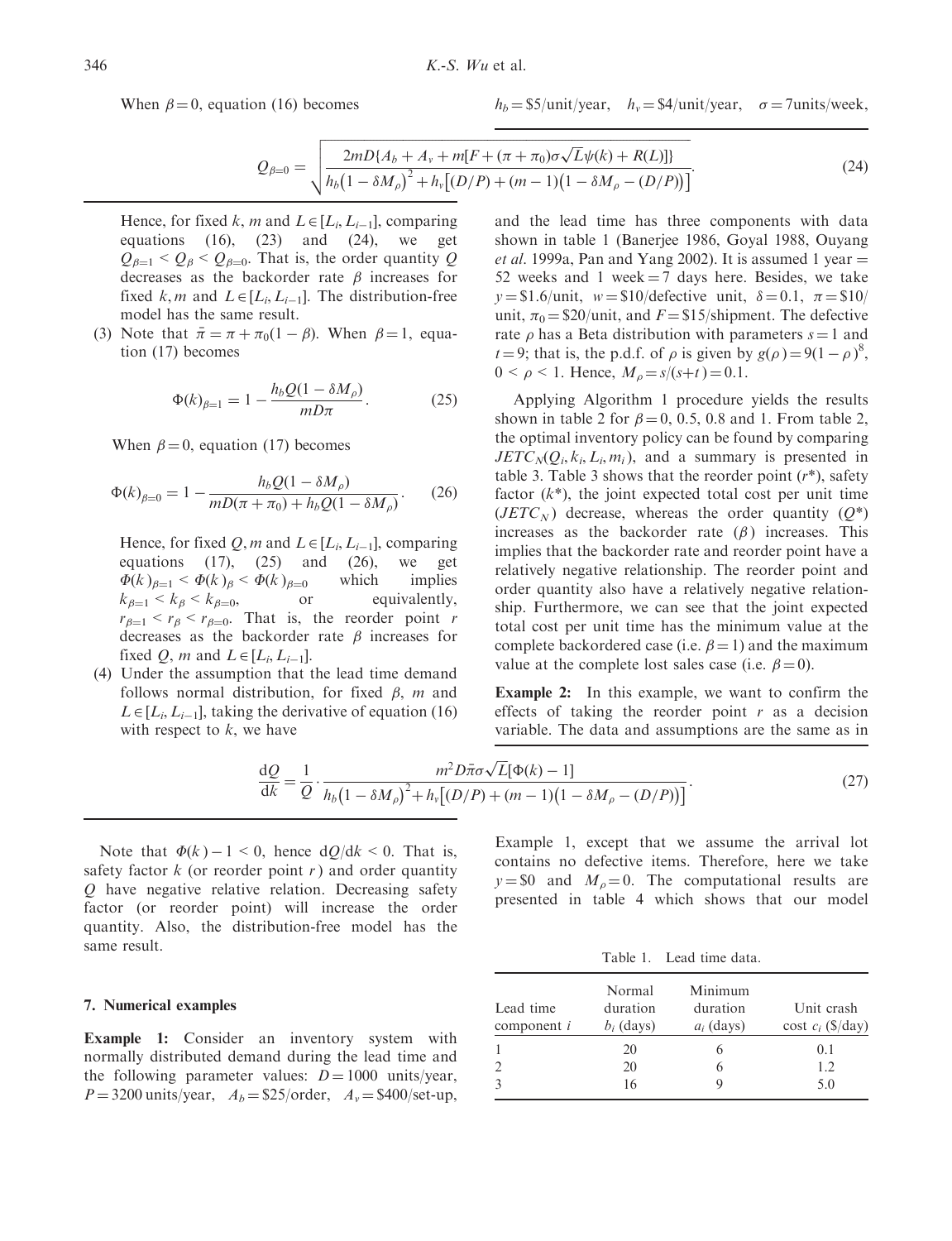When $\beta = 0$, equation (16) becomes

$$Q_{\beta=0} = \sqrt{\frac{2mD\{A_b + A_v + m[F + (\pi + \pi_0)\sigma\sqrt{L}\psi(k) + R(L)]\}}{h_b(1 - \delta M_\rho)^2 + h_v[(D/P) + (m-1)(1 - \delta M_\rho - (D/P))]}}. \tag{24}$$

Hence, for fixed $k$, $m$ and $L \in [L_i, L_{i-1}]$, comparing equations (16), (23) and (24), we get $Q_{\beta=1} < Q_\beta < Q_{\beta=0}$. That is, the order quantity $Q$ decreases as the backorder rate $\beta$ increases for fixed $k, m$ and $L \in [L_i, L_{i-1}]$. The distribution-free model has the same result.

(3) Note that $\bar{\pi} = \pi + \pi_0(1-\beta)$. When $\beta = 1$, equation (17) becomes

$$\Phi(k)_{\beta=1} = 1 - \frac{h_b Q(1 - \delta M_\rho)}{mD\pi}. \tag{25}$$

When $\beta = 0$, equation (17) becomes

$$\Phi(k)_{\beta=0} = 1 - \frac{h_b Q(1 - \delta M_\rho)}{mD(\pi + \pi_0) + h_b Q(1 - \delta M_\rho)}. \tag{26}$$

Hence, for fixed $Q, m$ and $L \in [L_i, L_{i-1}]$, comparing equations (17), (25) and (26), we get $\Phi(k)_{\beta=1} < \Phi(k)_\beta < \Phi(k)_{\beta=0}$ which implies $k_{\beta=1} < k_\beta < k_{\beta=0}$, or equivalently, $r_{\beta=1} < r_\beta < r_{\beta=0}$. That is, the reorder point $r$ decreases as the backorder rate $\beta$ increases for fixed $Q$, $m$ and $L \in [L_i, L_{i-1}]$.

(4) Under the assumption that the lead time demand follows normal distribution, for fixed $\beta$, $m$ and $L \in [L_i, L_{i-1}]$, taking the derivative of equation (16) with respect to $k$, we have

$$\frac{dQ}{dk} = \frac{1}{Q} \cdot \frac{m^2 D\bar{\pi}\sigma\sqrt{L}[\Phi(k) - 1]}{h_b(1 - \delta M_\rho)^2 + h_v[(D/P) + (m-1)(1 - \delta M_\rho - (D/P))]}. \tag{27}$$

Note that $\Phi(k) - 1 < 0$, hence $dQ/dk < 0$. That is, safety factor $k$ (or reorder point $r$) and order quantity $Q$ have negative relative relation. Decreasing safety factor (or reorder point) will increase the order quantity. Also, the distribution-free model has the same result.

## 7. Numerical examples

**Example 1:** Consider an inventory system with normally distributed demand during the lead time and the following parameter values: $D = 1000$ units/year, $P = 3200$ units/year, $A_b = \$25$/order, $A_v = \$400$/set-up, $h_b = \$5$/unit/year, $h_v = \$4$/unit/year, $\sigma = 7$units/week, and the lead time has three components with data shown in table 1 (Banerjee 1986, Goyal 1988, Ouyang *et al.* 1999a, Pan and Yang 2002). It is assumed 1 year = 52 weeks and 1 week = 7 days here. Besides, we take $y = \$1.6$/unit, $w = \$10$/defective unit, $\delta = 0.1$, $\pi = \$10$/unit, $\pi_0 = \$20$/unit, and $F = \$15$/shipment. The defective rate $\rho$ has a Beta distribution with parameters $s = 1$ and $t = 9$; that is, the p.d.f. of $\rho$ is given by $g(\rho) = 9(1-\rho)^8$, $0 < \rho < 1$. Hence, $M_\rho = s/(s+t) = 0.1$.

Applying Algorithm 1 procedure yields the results shown in table 2 for $\beta = 0$, 0.5, 0.8 and 1. From table 2, the optimal inventory policy can be found by comparing $JETC_N(Q_i, k_i, L_i, m_i)$, and a summary is presented in table 3. Table 3 shows that the reorder point ($r^*$), safety factor ($k^*$), the joint expected total cost per unit time ($JETC_N$) decrease, whereas the order quantity ($Q^*$) increases as the backorder rate ($\beta$) increases. This implies that the backorder rate and reorder point have a relatively negative relationship. The reorder point and order quantity also have a relatively negative relationship. Furthermore, we can see that the joint expected total cost per unit time has the minimum value at the complete backordered case (i.e. $\beta = 1$) and the maximum value at the complete lost sales case (i.e. $\beta = 0$).

**Example 2:** In this example, we want to confirm the effects of taking the reorder point $r$ as a decision variable. The data and assumptions are the same as in Example 1, except that we assume the arrival lot contains no defective items. Therefore, here we take $y = \$0$ and $M_\rho = 0$. The computational results are presented in table 4 which shows that our model

Table 1. Lead time data.

| Lead time component $i$ | Normal duration $b_i$ (days) | Minimum duration $a_i$ (days) | Unit crash cost $c_i$ (\$/day) |
|---|---|---|---|
| 1 | 20 | 6 | 0.1 |
| 2 | 20 | 6 | 1.2 |
| 3 | 16 | 9 | 5.0 |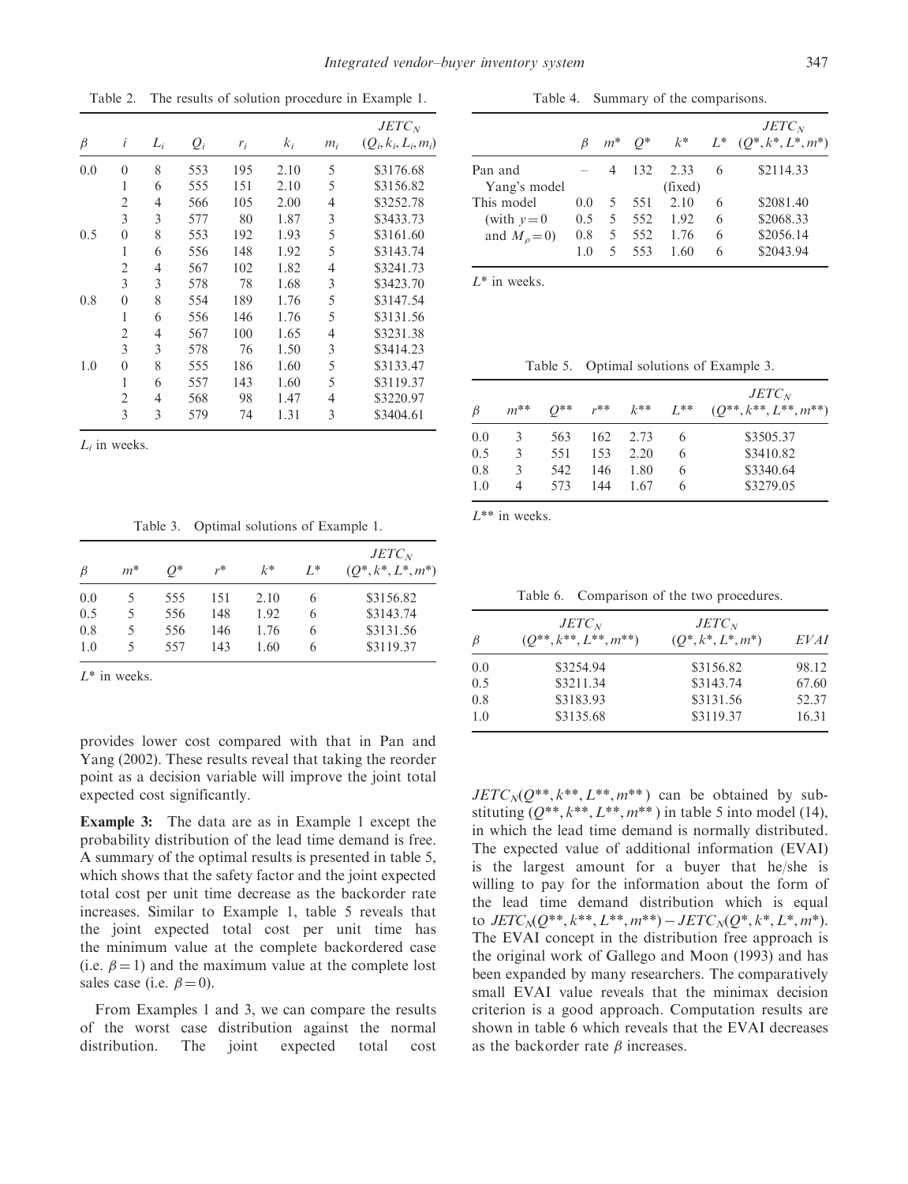Table 2. The results of solution procedure in Example 1.

| $\beta$ | $i$ | $L_i$ | $Q_i$ | $r_i$ | $k_i$ | $m_i$ | $JETC_N$ $(Q_i, k_i, L_i, m_i)$ |
|---|---|---|---|---|---|---|---|
| 0.0 | 0 | 8 | 553 | 195 | 2.10 | 5 | \$3176.68 |
| | 1 | 6 | 555 | 151 | 2.10 | 5 | \$3156.82 |
| | 2 | 4 | 566 | 105 | 2.00 | 4 | \$3252.78 |
| | 3 | 3 | 577 | 80 | 1.87 | 3 | \$3433.73 |
| 0.5 | 0 | 8 | 553 | 192 | 1.93 | 5 | \$3161.60 |
| | 1 | 6 | 556 | 148 | 1.92 | 5 | \$3143.74 |
| | 2 | 4 | 567 | 102 | 1.82 | 4 | \$3241.73 |
| | 3 | 3 | 578 | 78 | 1.68 | 3 | \$3423.70 |
| 0.8 | 0 | 8 | 554 | 189 | 1.76 | 5 | \$3147.54 |
| | 1 | 6 | 556 | 146 | 1.76 | 5 | \$3131.56 |
| | 2 | 4 | 567 | 100 | 1.65 | 4 | \$3231.38 |
| | 3 | 3 | 578 | 76 | 1.50 | 3 | \$3414.23 |
| 1.0 | 0 | 8 | 555 | 186 | 1.60 | 5 | \$3133.47 |
| | 1 | 6 | 557 | 143 | 1.60 | 5 | \$3119.37 |
| | 2 | 4 | 568 | 98 | 1.47 | 4 | \$3220.97 |
| | 3 | 3 | 579 | 74 | 1.31 | 3 | \$3404.61 |

$L_i$ in weeks.

Table 3. Optimal solutions of Example 1.

| $\beta$ | $m^*$ | $Q^*$ | $r^*$ | $k^*$ | $L^*$ | $JETC_N$ $(Q^*, k^*, L^*, m^*)$ |
|---|---|---|---|---|---|---|
| 0.0 | 5 | 555 | 151 | 2.10 | 6 | \$3156.82 |
| 0.5 | 5 | 556 | 148 | 1.92 | 6 | \$3143.74 |
| 0.8 | 5 | 556 | 146 | 1.76 | 6 | \$3131.56 |
| 1.0 | 5 | 557 | 143 | 1.60 | 6 | \$3119.37 |

$L^*$ in weeks.

provides lower cost compared with that in Pan and Yang (2002). These results reveal that taking the reorder point as a decision variable will improve the joint total expected cost significantly.

**Example 3:** The data are as in Example 1 except the probability distribution of the lead time demand is free. A summary of the optimal results is presented in table 5, which shows that the safety factor and the joint expected total cost per unit time decrease as the backorder rate increases. Similar to Example 1, table 5 reveals that the joint expected total cost per unit time has the minimum value at the complete backordered case (i.e. $\beta = 1$) and the maximum value at the complete lost sales case (i.e. $\beta = 0$).

From Examples 1 and 3, we can compare the results of the worst case distribution against the normal distribution. The joint expected total cost

Table 4. Summary of the comparisons.

| | $\beta$ | $m^*$ | $Q^*$ | $k^*$ | $L^*$ | $JETC_N$ $(Q^*, k^*, L^*, m^*)$ |
|---|---|---|---|---|---|---|
| Pan and Yang's model | – | 4 | 132 | 2.33 (fixed) | 6 | \$2114.33 |
| This model (with $y = 0$ and $M_\rho = 0$) | 0.0 | 5 | 551 | 2.10 | 6 | \$2081.40 |
| | 0.5 | 5 | 552 | 1.92 | 6 | \$2068.33 |
| | 0.8 | 5 | 552 | 1.76 | 6 | \$2056.14 |
| | 1.0 | 5 | 553 | 1.60 | 6 | \$2043.94 |

$L^*$ in weeks.

Table 5. Optimal solutions of Example 3.

| $\beta$ | $m^{**}$ | $Q^{**}$ | $r^{**}$ | $k^{**}$ | $L^{**}$ | $JETC_N$ $(Q^{**}, k^{**}, L^{**}, m^{**})$ |
|---|---|---|---|---|---|---|
| 0.0 | 3 | 563 | 162 | 2.73 | 6 | \$3505.37 |
| 0.5 | 3 | 551 | 153 | 2.20 | 6 | \$3410.82 |
| 0.8 | 3 | 542 | 146 | 1.80 | 6 | \$3340.64 |
| 1.0 | 4 | 573 | 144 | 1.67 | 6 | \$3279.05 |

$L^{**}$ in weeks.

Table 6. Comparison of the two procedures.

| $\beta$ | $JETC_N$ $(Q^{**}, k^{**}, L^{**}, m^{**})$ | $JETC_N$ $(Q^*, k^*, L^*, m^*)$ | $EVAI$ |
|---|---|---|---|
| 0.0 | \$3254.94 | \$3156.82 | 98.12 |
| 0.5 | \$3211.34 | \$3143.74 | 67.60 |
| 0.8 | \$3183.93 | \$3131.56 | 52.37 |
| 1.0 | \$3135.68 | \$3119.37 | 16.31 |

$JETC_N(Q^{**}, k^{**}, L^{**}, m^{**})$ can be obtained by substituting $(Q^{**}, k^{**}, L^{**}, m^{**})$ in table 5 into model (14), in which the lead time demand is normally distributed. The expected value of additional information (EVAI) is the largest amount for a buyer that he/she is willing to pay for the information about the form of the lead time demand distribution which is equal to $JETC_N(Q^{**}, k^{**}, L^{**}, m^{**}) - JETC_N(Q^*, k^*, L^*, m^*)$. The EVAI concept in the distribution free approach is the original work of Gallego and Moon (1993) and has been expanded by many researchers. The comparatively small EVAI value reveals that the minimax decision criterion is a good approach. Computation results are shown in table 6 which reveals that the EVAI decreases as the backorder rate $\beta$ increases.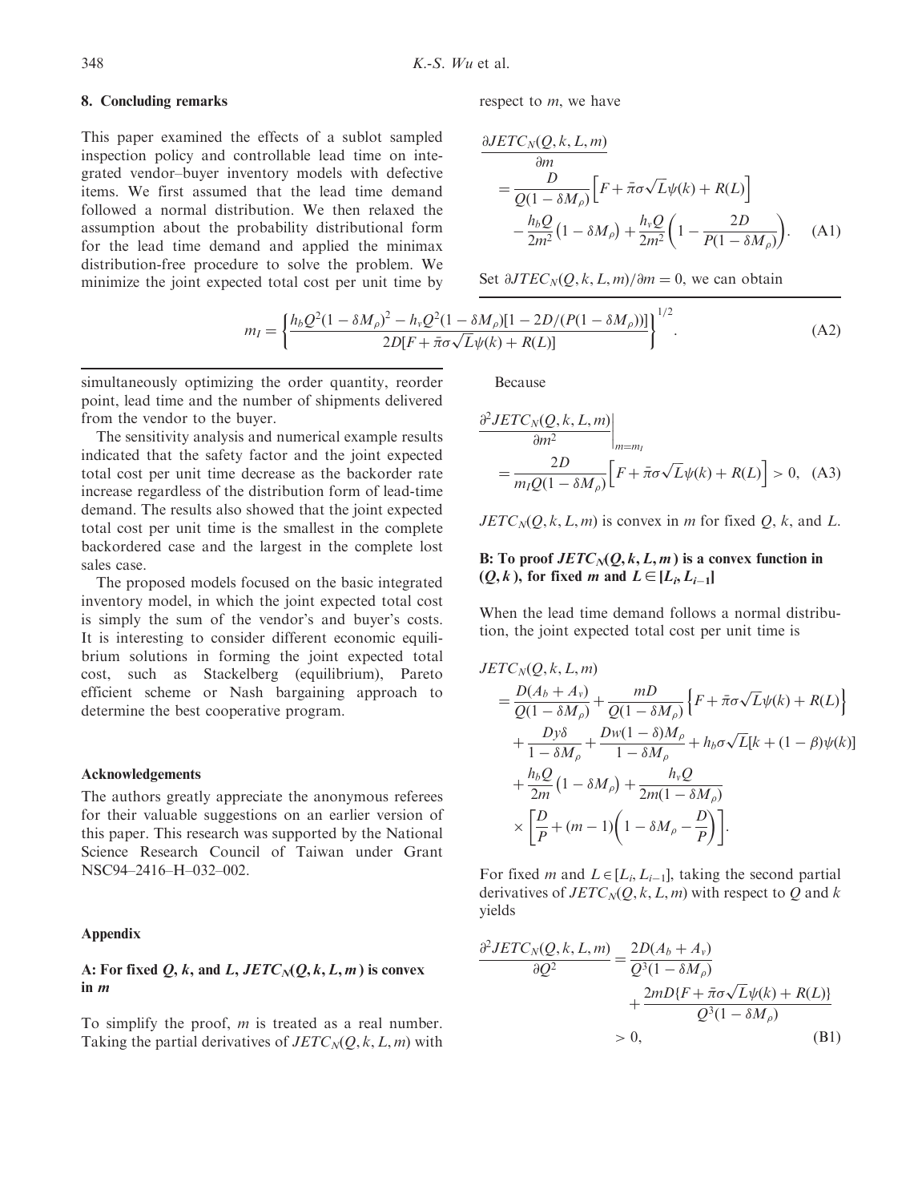## 8. Concluding remarks

This paper examined the effects of a sublot sampled inspection policy and controllable lead time on integrated vendor–buyer inventory models with defective items. We first assumed that the lead time demand followed a normal distribution. We then relaxed the assumption about the probability distributional form for the lead time demand and applied the minimax distribution-free procedure to solve the problem. We minimize the joint expected total cost per unit time by simultaneously optimizing the order quantity, reorder point, lead time and the number of shipments delivered from the vendor to the buyer.

The sensitivity analysis and numerical example results indicated that the safety factor and the joint expected total cost per unit time decrease as the backorder rate increase regardless of the distribution form of lead-time demand. The results also showed that the joint expected total cost per unit time is the smallest in the complete backordered case and the largest in the complete lost sales case.

The proposed models focused on the basic integrated inventory model, in which the joint expected total cost is simply the sum of the vendor's and buyer's costs. It is interesting to consider different economic equilibrium solutions in forming the joint expected total cost, such as Stackelberg (equilibrium), Pareto efficient scheme or Nash bargaining approach to determine the best cooperative program.

### Acknowledgements

The authors greatly appreciate the anonymous referees for their valuable suggestions on an earlier version of this paper. This research was supported by the National Science Research Council of Taiwan under Grant NSC94–2416–H–032–002.

## Appendix

### A: For fixed $Q$, $k$, and $L$, $JETC_N(Q,k,L,m)$ is convex in $m$

To simplify the proof, $m$ is treated as a real number. Taking the partial derivatives of $JETC_N(Q,k,L,m)$ with respect to $m$, we have

$$\begin{aligned}\frac{\partial JETC_N(Q,k,L,m)}{\partial m} &= \frac{D}{Q(1-\delta M_\rho)}\Big[F+\bar{\pi}\sigma\sqrt{L}\psi(k)+R(L)\Big] \\ &\quad - \frac{h_bQ}{2m^2}\left(1-\delta M_\rho\right)+\frac{h_vQ}{2m^2}\left(1-\frac{2D}{P(1-\delta M_\rho)}\right). \end{aligned} \tag{A1}$$

Set $\partial JTEC_N(Q,k,L,m)/\partial m = 0$, we can obtain

$$m_I = \left\{\frac{h_bQ^2(1-\delta M_\rho)^2 - h_vQ^2(1-\delta M_\rho)[1-2D/(P(1-\delta M_\rho))]}{2D[F+\bar{\pi}\sigma\sqrt{L}\psi(k)+R(L)]}\right\}^{1/2}. \tag{A2}$$

Because

$$\left.\frac{\partial^2 JETC_N(Q,k,L,m)}{\partial m^2}\right|_{m=m_I} = \frac{2D}{m_IQ(1-\delta M_\rho)}\Big[F+\bar{\pi}\sigma\sqrt{L}\psi(k)+R(L)\Big] > 0, \tag{A3}$$

$JETC_N(Q,k,L,m)$ is convex in $m$ for fixed $Q$, $k$, and $L$.

### B: To proof $JETC_N(Q,k,L,m)$ is a convex function in $(Q,k)$, for fixed $m$ and $L \in [L_i, L_{i-1}]$

When the lead time demand follows a normal distribution, the joint expected total cost per unit time is

$$\begin{aligned} JETC_N(Q,k,L,m) &= \frac{D(A_b+A_v)}{Q(1-\delta M_\rho)}+\frac{mD}{Q(1-\delta M_\rho)}\Big\{F+\bar{\pi}\sigma\sqrt{L}\psi(k)+R(L)\Big\} \\ &\quad + \frac{Dy\delta}{1-\delta M_\rho}+\frac{Dw(1-\delta)M_\rho}{1-\delta M_\rho}+h_b\sigma\sqrt{L}[k+(1-\beta)\psi(k)] \\ &\quad + \frac{h_bQ}{2m}\left(1-\delta M_\rho\right)+\frac{h_vQ}{2m(1-\delta M_\rho)} \\ &\quad \times \left[\frac{D}{P}+(m-1)\left(1-\delta M_\rho-\frac{D}{P}\right)\right]. \end{aligned}$$

For fixed $m$ and $L \in [L_i, L_{i-1}]$, taking the second partial derivatives of $JETC_N(Q,k,L,m)$ with respect to $Q$ and $k$ yields

$$\begin{aligned}\frac{\partial^2 JETC_N(Q,k,L,m)}{\partial Q^2} &= \frac{2D(A_b+A_v)}{Q^3(1-\delta M_\rho)} + \frac{2mD\{F+\bar{\pi}\sigma\sqrt{L}\psi(k)+R(L)\}}{Q^3(1-\delta M_\rho)} \\ &> 0, \end{aligned} \tag{B1}$$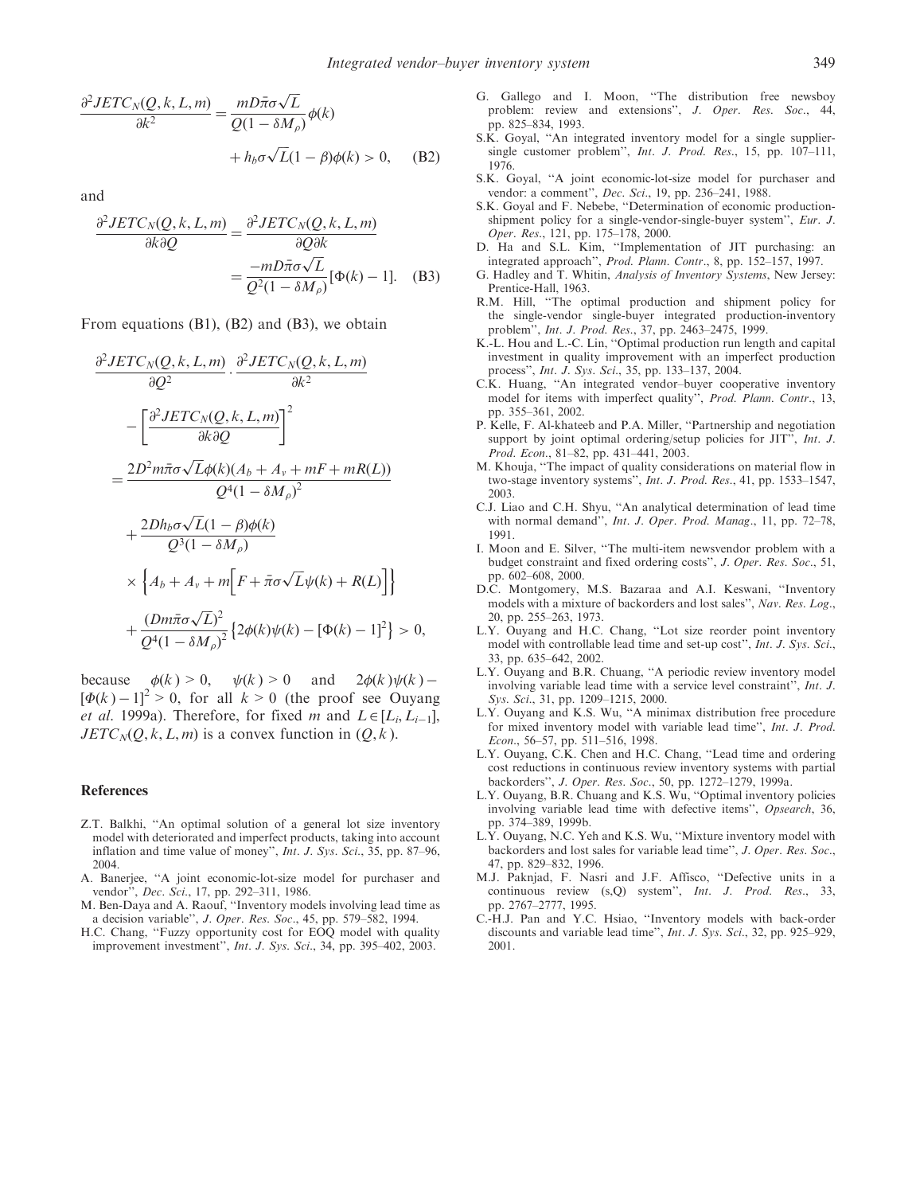$$\frac{\partial^2 JETC_N(Q,k,L,m)}{\partial k^2} = \frac{mD\bar{\pi}\sigma\sqrt{L}}{Q(1-\delta M_\rho)}\phi(k) + h_b\sigma\sqrt{L}(1-\beta)\phi(k) > 0, \quad \text{(B2)}$$

and

$$\frac{\partial^2 JETC_N(Q,k,L,m)}{\partial k \partial Q} = \frac{\partial^2 JETC_N(Q,k,L,m)}{\partial Q \partial k} = \frac{-mD\bar{\pi}\sigma\sqrt{L}}{Q^2(1-\delta M_\rho)}[\Phi(k)-1]. \quad \text{(B3)}$$

From equations (B1), (B2) and (B3), we obtain

$$\begin{aligned}
&\frac{\partial^2 JETC_N(Q,k,L,m)}{\partial Q^2} \cdot \frac{\partial^2 JETC_N(Q,k,L,m)}{\partial k^2} - \left[\frac{\partial^2 JETC_N(Q,k,L,m)}{\partial k \partial Q}\right]^2 \\
&= \frac{2D^2 m\bar{\pi}\sigma\sqrt{L}\phi(k)(A_b + A_v + mF + mR(L))}{Q^4(1-\delta M_\rho)^2} \\
&\quad + \frac{2Dh_b\sigma\sqrt{L}(1-\beta)\phi(k)}{Q^3(1-\delta M_\rho)} \times \left\{A_b + A_v + m\left[F + \bar{\pi}\sigma\sqrt{L}\psi(k) + R(L)\right]\right\} \\
&\quad + \frac{(Dm\bar{\pi}\sigma\sqrt{L})^2}{Q^4(1-\delta M_\rho)^2}\left\{2\phi(k)\psi(k) - [\Phi(k)-1]^2\right\} > 0,
\end{aligned}$$

because $\phi(k) > 0$, $\psi(k) > 0$ and $2\phi(k)\psi(k) - [\Phi(k)-1]^2 > 0$, for all $k > 0$ (the proof see Ouyang *et al.* 1999a). Therefore, for fixed $m$ and $L \in [L_i, L_{i-1}]$, $JETC_N(Q,k,L,m)$ is a convex function in $(Q,k)$.

## References

Z.T. Balkhi, "An optimal solution of a general lot size inventory model with deteriorated and imperfect products, taking into account inflation and time value of money", *Int. J. Sys. Sci.*, 35, pp. 87–96, 2004.

A. Banerjee, "A joint economic-lot-size model for purchaser and vendor", *Dec. Sci.*, 17, pp. 292–311, 1986.

M. Ben-Daya and A. Raouf, "Inventory models involving lead time as a decision variable", *J. Oper. Res. Soc.*, 45, pp. 579–582, 1994.

H.C. Chang, "Fuzzy opportunity cost for EOQ model with quality improvement investment", *Int. J. Sys. Sci.*, 34, pp. 395–402, 2003.

G. Gallego and I. Moon, "The distribution free newsboy problem: review and extensions", *J. Oper. Res. Soc.*, 44, pp. 825–834, 1993.

S.K. Goyal, "An integrated inventory model for a single supplier-single customer problem", *Int. J. Prod. Res.*, 15, pp. 107–111, 1976.

S.K. Goyal, "A joint economic-lot-size model for purchaser and vendor: a comment", *Dec. Sci.*, 19, pp. 236–241, 1988.

S.K. Goyal and F. Nebebe, "Determination of economic production-shipment policy for a single-vendor-single-buyer system", *Eur. J. Oper. Res.*, 121, pp. 175–178, 2000.

D. Ha and S.L. Kim, "Implementation of JIT purchasing: an integrated approach", *Prod. Plann. Contr.*, 8, pp. 152–157, 1997.

G. Hadley and T. Whitin, *Analysis of Inventory Systems*, New Jersey: Prentice-Hall, 1963.

R.M. Hill, "The optimal production and shipment policy for the single-vendor single-buyer integrated production-inventory problem", *Int. J. Prod. Res.*, 37, pp. 2463–2475, 1999.

K.-L. Hou and L.-C. Lin, "Optimal production run length and capital investment in quality improvement with an imperfect production process", *Int. J. Sys. Sci.*, 35, pp. 133–137, 2004.

C.K. Huang, "An integrated vendor–buyer cooperative inventory model for items with imperfect quality", *Prod. Plann. Contr.*, 13, pp. 355–361, 2002.

P. Kelle, F. Al-khateeb and P.A. Miller, "Partnership and negotiation support by joint optimal ordering/setup policies for JIT", *Int. J. Prod. Econ.*, 81–82, pp. 431–441, 2003.

M. Khouja, "The impact of quality considerations on material flow in two-stage inventory systems", *Int. J. Prod. Res.*, 41, pp. 1533–1547, 2003.

C.J. Liao and C.H. Shyu, "An analytical determination of lead time with normal demand", *Int. J. Oper. Prod. Manag.*, 11, pp. 72–78, 1991.

I. Moon and E. Silver, "The multi-item newsvendor problem with a budget constraint and fixed ordering costs", *J. Oper. Res. Soc.*, 51, pp. 602–608, 2000.

D.C. Montgomery, M.S. Bazaraa and A.I. Keswani, "Inventory models with a mixture of backorders and lost sales", *Nav. Res. Log.*, 20, pp. 255–263, 1973.

L.Y. Ouyang and H.C. Chang, "Lot size reorder point inventory model with controllable lead time and set-up cost", *Int. J. Sys. Sci.*, 33, pp. 635–642, 2002.

L.Y. Ouyang and B.R. Chuang, "A periodic review inventory model involving variable lead time with a service level constraint", *Int. J. Sys. Sci.*, 31, pp. 1209–1215, 2000.

L.Y. Ouyang and K.S. Wu, "A minimax distribution free procedure for mixed inventory model with variable lead time", *Int. J. Prod. Econ.*, 56–57, pp. 511–516, 1998.

L.Y. Ouyang, C.K. Chen and H.C. Chang, "Lead time and ordering cost reductions in continuous review inventory systems with partial backorders", *J. Oper. Res. Soc.*, 50, pp. 1272–1279, 1999a.

L.Y. Ouyang, B.R. Chuang and K.S. Wu, "Optimal inventory policies involving variable lead time with defective items", *Opsearch*, 36, pp. 374–389, 1999b.

L.Y. Ouyang, N.C. Yeh and K.S. Wu, "Mixture inventory model with backorders and lost sales for variable lead time", *J. Oper. Res. Soc.*, 47, pp. 829–832, 1996.

M.J. Paknjad, F. Nasri and J.F. Affisco, "Defective units in a continuous review (s,Q) system", *Int. J. Prod. Res.*, 33, pp. 2767–2777, 1995.

C.-H.J. Pan and Y.C. Hsiao, "Inventory models with back-order discounts and variable lead time", *Int. J. Sys. Sci.*, 32, pp. 925–929, 2001.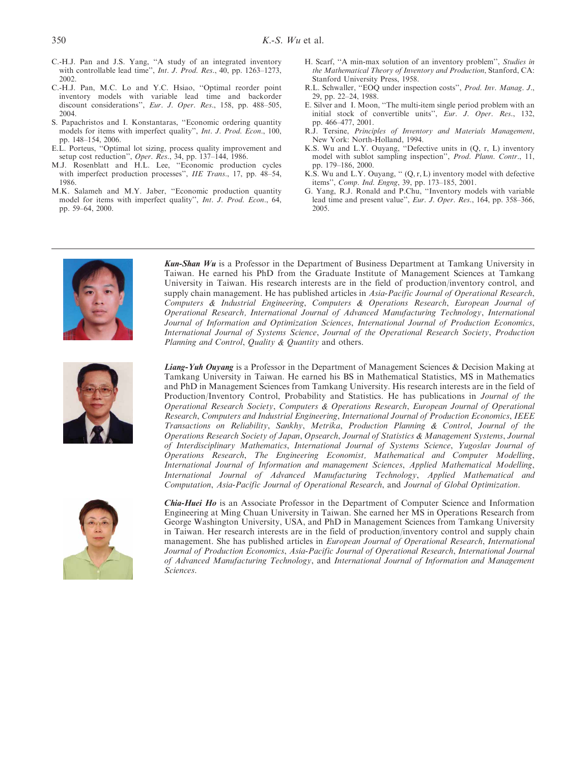C.-H.J. Pan and J.S. Yang, "A study of an integrated inventory with controllable lead time", *Int. J. Prod. Res.*, 40, pp. 1263–1273, 2002.

C.-H.J. Pan, M.C. Lo and Y.C. Hsiao, "Optimal reorder point inventory models with variable lead time and backorder discount considerations", *Eur. J. Oper. Res.*, 158, pp. 488–505, 2004.

S. Papachristos and I. Konstantaras, "Economic ordering quantity models for items with imperfect quality", *Int. J. Prod. Econ.*, 100, pp. 148–154, 2006.

E.L. Porteus, "Optimal lot sizing, process quality improvement and setup cost reduction", *Oper. Res.*, 34, pp. 137–144, 1986.

M.J. Rosenblatt and H.L. Lee, "Economic production cycles with imperfect production processes", *IIE Trans.*, 17, pp. 48–54, 1986.

M.K. Salameh and M.Y. Jaber, "Economic production quantity model for items with imperfect quality", *Int. J. Prod. Econ.*, 64, pp. 59–64, 2000.

H. Scarf, "A min-max solution of an inventory problem", *Studies in the Mathematical Theory of Inventory and Production*, Stanford, CA: Stanford University Press, 1958.

R.L. Schwaller, "EOQ under inspection costs", *Prod. Inv. Manag. J.*, 29, pp. 22–24, 1988.

E. Silver and I. Moon, "The multi-item single period problem with an initial stock of convertible units", *Eur. J. Oper. Res.*, 132, pp. 466–477, 2001.

R.J. Tersine, *Principles of Inventory and Materials Management*, New York: North-Holland, 1994.

K.S. Wu and L.Y. Ouyang, "Defective units in (Q, r, L) inventory model with sublot sampling inspection", *Prod. Plann. Contr.*, 11, pp. 179–186, 2000.

K.S. Wu and L.Y. Ouyang, " (Q, r, L) inventory model with defective items", *Comp. Ind. Engng*, 39, pp. 173–185, 2001.

G. Yang, R.J. Ronald and P.Chu, "Inventory models with variable lead time and present value", *Eur. J. Oper. Res.*, 164, pp. 358–366, 2005.

---

***Kun-Shan Wu*** is a Professor in the Department of Business Department at Tamkang University in Taiwan. He earned his PhD from the Graduate Institute of Management Sciences at Tamkang University in Taiwan. His research interests are in the field of production/inventory control, and supply chain management. He has published articles in *Asia-Pacific Journal of Operational Research*, *Computers & Industrial Engineering*, *Computers & Operations Research*, *European Journal of Operational Research, International Journal of Advanced Manufacturing Technology*, *International Journal of Information and Optimization Sciences*, *International Journal of Production Economics*, *International Journal of Systems Science*, *Journal of the Operational Research Society*, *Production Planning and Control*, *Quality & Quantity* and others.

***Liang-Yuh Ouyang*** is a Professor in the Department of Management Sciences & Decision Making at Tamkang University in Taiwan. He earned his BS in Mathematical Statistics, MS in Mathematics and PhD in Management Sciences from Tamkang University. His research interests are in the field of Production/Inventory Control, Probability and Statistics. He has publications in *Journal of the Operational Research Society*, *Computers & Operations Research*, *European Journal of Operational Research*, *Computers and Industrial Engineering*, *International Journal of Production Economics*, *IEEE Transactions on Reliability*, *Sankhy*, *Metrika*, *Production Planning & Control*, *Journal of the Operations Research Society of Japan*, *Opsearch*, *Journal of Statistics & Management Systems*, *Journal of Interdisciplinary Mathematics*, *International Journal of Systems Science*, *Yugoslav Journal of Operations Research*, *The Engineering Economist, Mathematical and Computer Modelling*, *International Journal of Information and management Sciences*, *Applied Mathematical Modelling*, *International Journal of Advanced Manufacturing Technology*, *Applied Mathematical and Computation*, *Asia-Pacific Journal of Operational Research*, and *Journal of Global Optimization*.

***Chia-Huei Ho*** is an Associate Professor in the Department of Computer Science and Information Engineering at Ming Chuan University in Taiwan. She earned her MS in Operations Research from George Washington University, USA, and PhD in Management Sciences from Tamkang University in Taiwan. Her research interests are in the field of production/inventory control and supply chain management. She has published articles in *European Journal of Operational Research*, *International Journal of Production Economics*, *Asia-Pacific Journal of Operational Research*, *International Journal of Advanced Manufacturing Technology*, and *International Journal of Information and Management Sciences*.